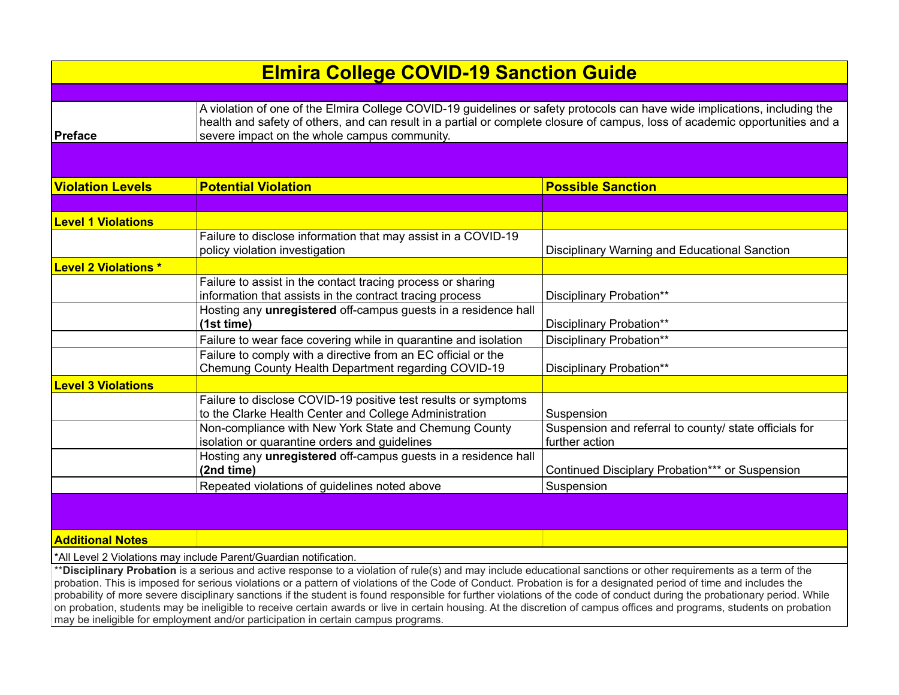# Elmira College COVID-19 Sanction Guide

| | |
|---|---|
| **Preface** | A violation of one of the Elmira College COVID-19 guidelines or safety protocols can have wide implications, including the health and safety of others, and can result in a partial or complete closure of campus, loss of academic opportunities and a severe impact on the whole campus community. |

| **Violation Levels** | **Potential Violation** | **Possible Sanction** |
|---|---|---|
| **Level 1 Violations** | | |
| | Failure to disclose information that may assist in a COVID-19 policy violation investigation | Disciplinary Warning and Educational Sanction |
| **Level 2 Violations *** | | |
| | Failure to assist in the contact tracing process or sharing information that assists in the contract tracing process | Disciplinary Probation** |
| | Hosting any **unregistered** off-campus guests in a residence hall **(1st time)** | Disciplinary Probation** |
| | Failure to wear face covering while in quarantine and isolation | Disciplinary Probation** |
| | Failure to comply with a directive from an EC official or the Chemung County Health Department regarding COVID-19 | Disciplinary Probation** |
| **Level 3 Violations** | | |
| | Failure to disclose COVID-19 positive test results or symptoms to the Clarke Health Center and College Administration | Suspension |
| | Non-compliance with New York State and Chemung County isolation or quarantine orders and guidelines | Suspension and referral to county/ state officials for further action |
| | Hosting any **unregistered** off-campus guests in a residence hall **(2nd time)** | Continued Disciplary Probation*** or Suspension |
| | Repeated violations of guidelines noted above | Suspension |

**Additional Notes**

*All Level 2 Violations may include Parent/Guardian notification.

****Disciplinary Probation** is a serious and active response to a violation of rule(s) and may include educational sanctions or other requirements as a term of the probation. This is imposed for serious violations or a pattern of violations of the Code of Conduct. Probation is for a designated period of time and includes the probability of more severe disciplinary sanctions if the student is found responsible for further violations of the code of conduct during the probationary period. While on probation, students may be ineligible to receive certain awards or live in certain housing. At the discretion of campus offices and programs, students on probation may be ineligible for employment and/or participation in certain campus programs.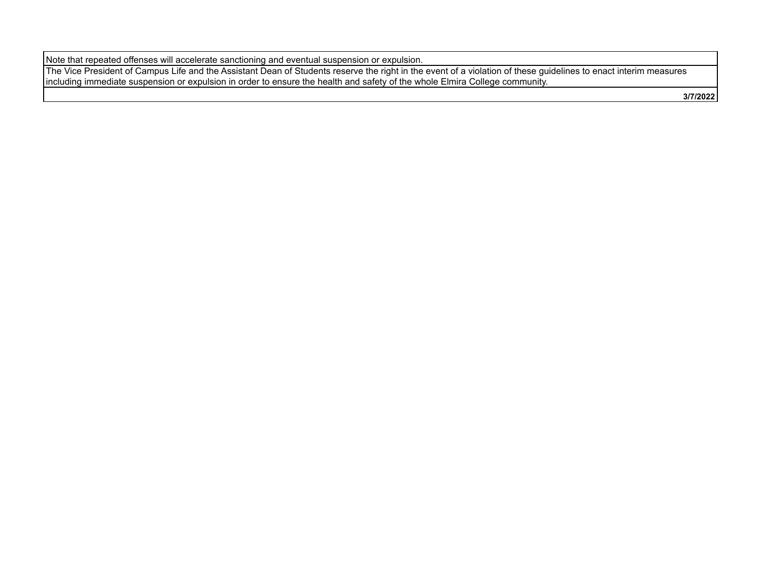| |
|---|
| Note that repeated offenses will accelerate sanctioning and eventual suspension or expulsion. |
| The Vice President of Campus Life and the Assistant Dean of Students reserve the right in the event of a violation of these guidelines to enact interim measures including immediate suspension or expulsion in order to ensure the health and safety of the whole Elmira College community. |
| **3/7/2022** |